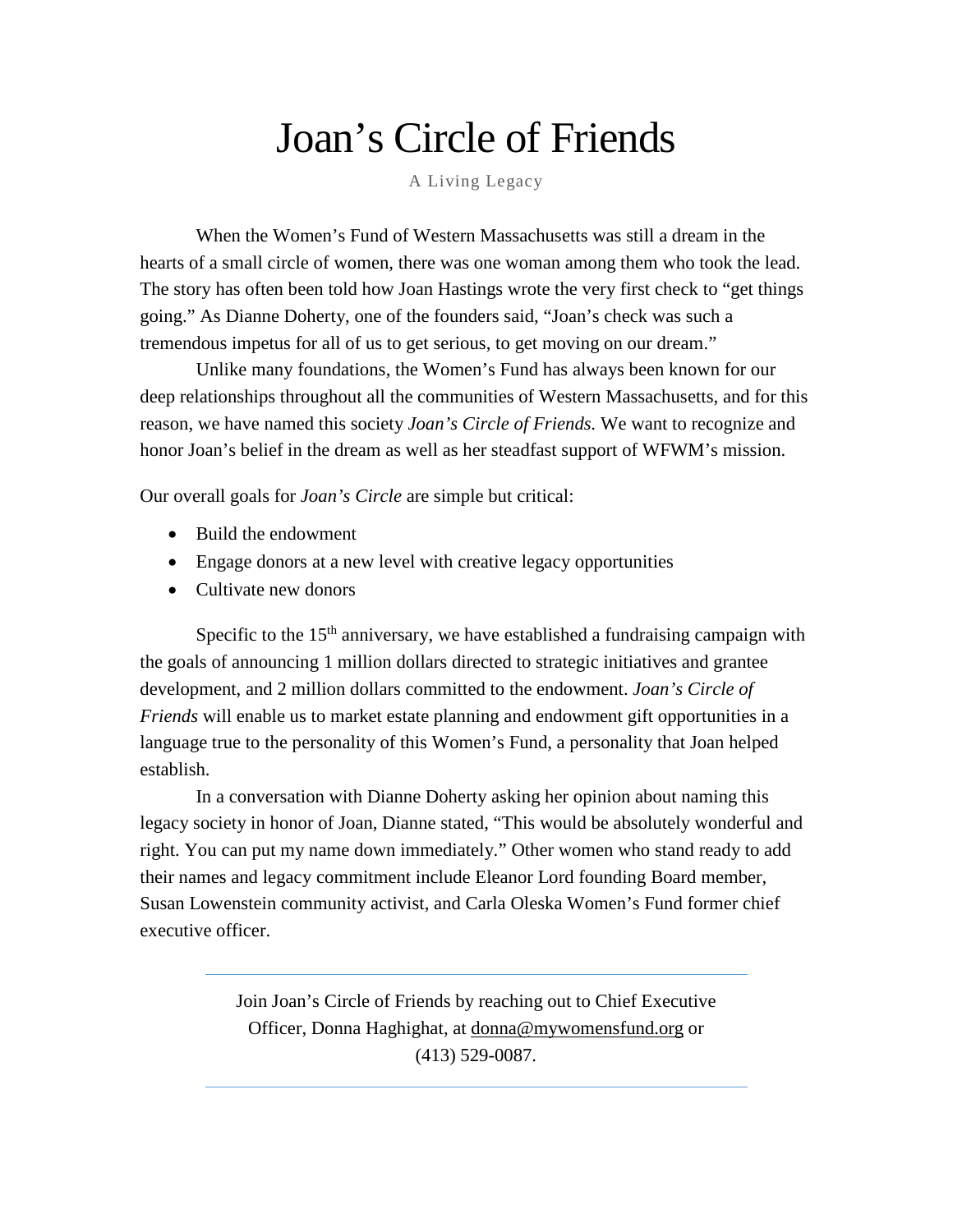# Joan's Circle of Friends

A Living Legacy

When the Women's Fund of Western Massachusetts was still a dream in the hearts of a small circle of women, there was one woman among them who took the lead. The story has often been told how Joan Hastings wrote the very first check to "get things going." As Dianne Doherty, one of the founders said, "Joan's check was such a tremendous impetus for all of us to get serious, to get moving on our dream."

Unlike many foundations, the Women's Fund has always been known for our deep relationships throughout all the communities of Western Massachusetts, and for this reason, we have named this society *Joan's Circle of Friends.* We want to recognize and honor Joan's belief in the dream as well as her steadfast support of WFWM's mission.

Our overall goals for *Joan's Circle* are simple but critical:

- Build the endowment
- Engage donors at a new level with creative legacy opportunities
- Cultivate new donors

Specific to the 15th anniversary, we have established a fundraising campaign with the goals of announcing 1 million dollars directed to strategic initiatives and grantee development, and 2 million dollars committed to the endowment. *Joan's Circle of Friends* will enable us to market estate planning and endowment gift opportunities in a language true to the personality of this Women's Fund, a personality that Joan helped establish.

In a conversation with Dianne Doherty asking her opinion about naming this legacy society in honor of Joan, Dianne stated, "This would be absolutely wonderful and right. You can put my name down immediately." Other women who stand ready to add their names and legacy commitment include Eleanor Lord founding Board member, Susan Lowenstein community activist, and Carla Oleska Women's Fund former chief executive officer.

---

Join Joan's Circle of Friends by reaching out to Chief Executive Officer, Donna Haghighat, at donna@mywomensfund.org or (413) 529-0087.

---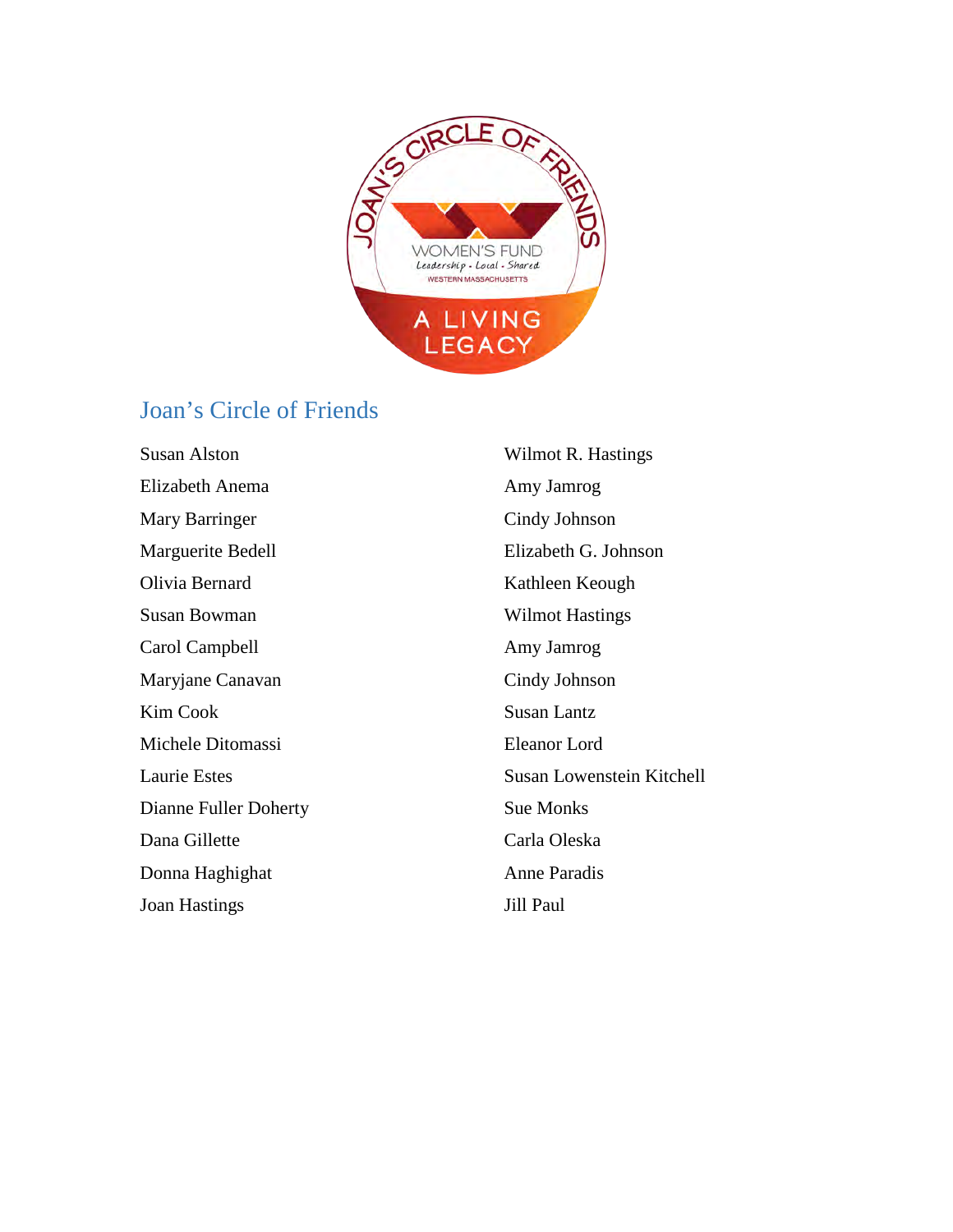## Joan's Circle of Friends

Susan Alston
Elizabeth Anema
Mary Barringer
Marguerite Bedell
Olivia Bernard
Susan Bowman
Carol Campbell
Maryjane Canavan
Kim Cook
Michele Ditomassi
Laurie Estes
Dianne Fuller Doherty
Dana Gillette
Donna Haghighat
Joan Hastings
Wilmot R. Hastings
Amy Jamrog
Cindy Johnson
Elizabeth G. Johnson
Kathleen Keough
Wilmot Hastings
Amy Jamrog
Cindy Johnson
Susan Lantz
Eleanor Lord
Susan Lowenstein Kitchell
Sue Monks
Carla Oleska
Anne Paradis
Jill Paul